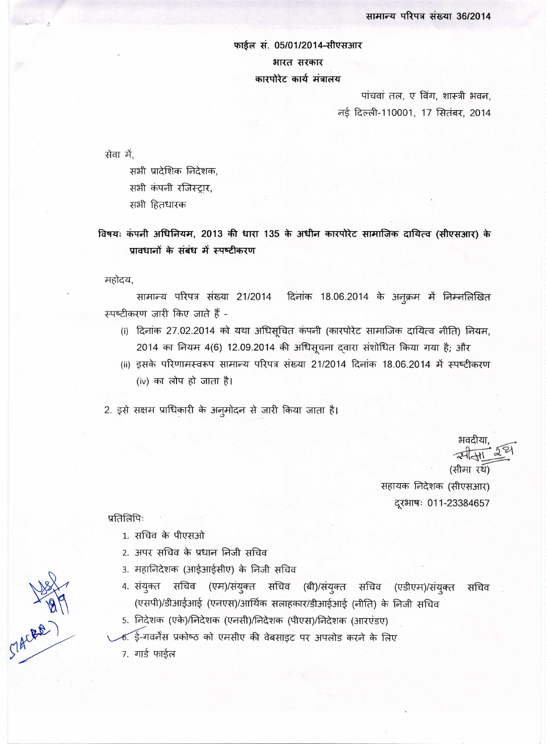सामान्य परिपत्र संख्या 36/2014

फाईल सं. 05/01/2014-सीएसआर

भारत सरकार

कारपोरेट कार्य मंत्रालय

पांचवां तल, ए विंग, शास्त्री भवन,
नई दिल्ली-110001, 17 सितंबर, 2014

सेवा में,

सभी प्रादेशिक निदेशक,
सभी कंपनी रजिस्ट्रार,
सभी हितधारक

**विषयः कंपनी अधिनियम, 2013 की धारा 135 के अधीन कारपोरेट सामाजिक दायित्व (सीएसआर) के प्रावधानों के संबंध में स्पष्टीकरण**

महोदय,

सामान्य परिपत्र संख्या 21/2014 दिनांक 18.06.2014 के अनुक्रम में निम्नलिखित स्पष्टीकरण जारी किए जाते हैं -

(i) दिनांक 27.02.2014 को यथा अधिसूचित कंपनी (कारपोरेट सामाजिक दायित्व नीति) नियम, 2014 का नियम 4(6) 12.09.2014 की अधिसूचना द्वारा संशोधित किया गया है; और

(ii) इसके परिणामस्वरूप सामान्य परिपत्र संख्या 21/2014 दिनांक 18.06.2014 में स्पष्टीकरण (iv) का लोप हो जाता है।

2. इसे सक्षम प्राधिकारी के अनुमोदन से जारी किया जाता है।

भवदीया,

सीमा रथ

(सीमा रथ)
सहायक निदेशक (सीएसआर)
दूरभाषः 011-23384657

प्रतिलिपिः

1. सचिव के पीएसओ
2. अपर सचिव के प्रधान निजी सचिव
3. महानिदेशक (आईआईसीए) के निजी सचिव
4. संयुक्त सचिव (एम)/संयुक्त सचिव (बी)/संयुक्त सचिव (एडीएम)/संयुक्त सचिव (एसपी)/डीआईआई (एनएस)/आर्थिक सलाहकार/डीआईआई (नीति) के निजी सचिव
5. निदेशक (एके)/निदेशक (एनसी)/निदेशक (पीएस)/निदेशक (आरएंडए)
6. ई-गवर्नेंस प्रकोष्ठ को एमसीए की वेबसाइट पर अपलोड करने के लिए
7. गार्ड फाईल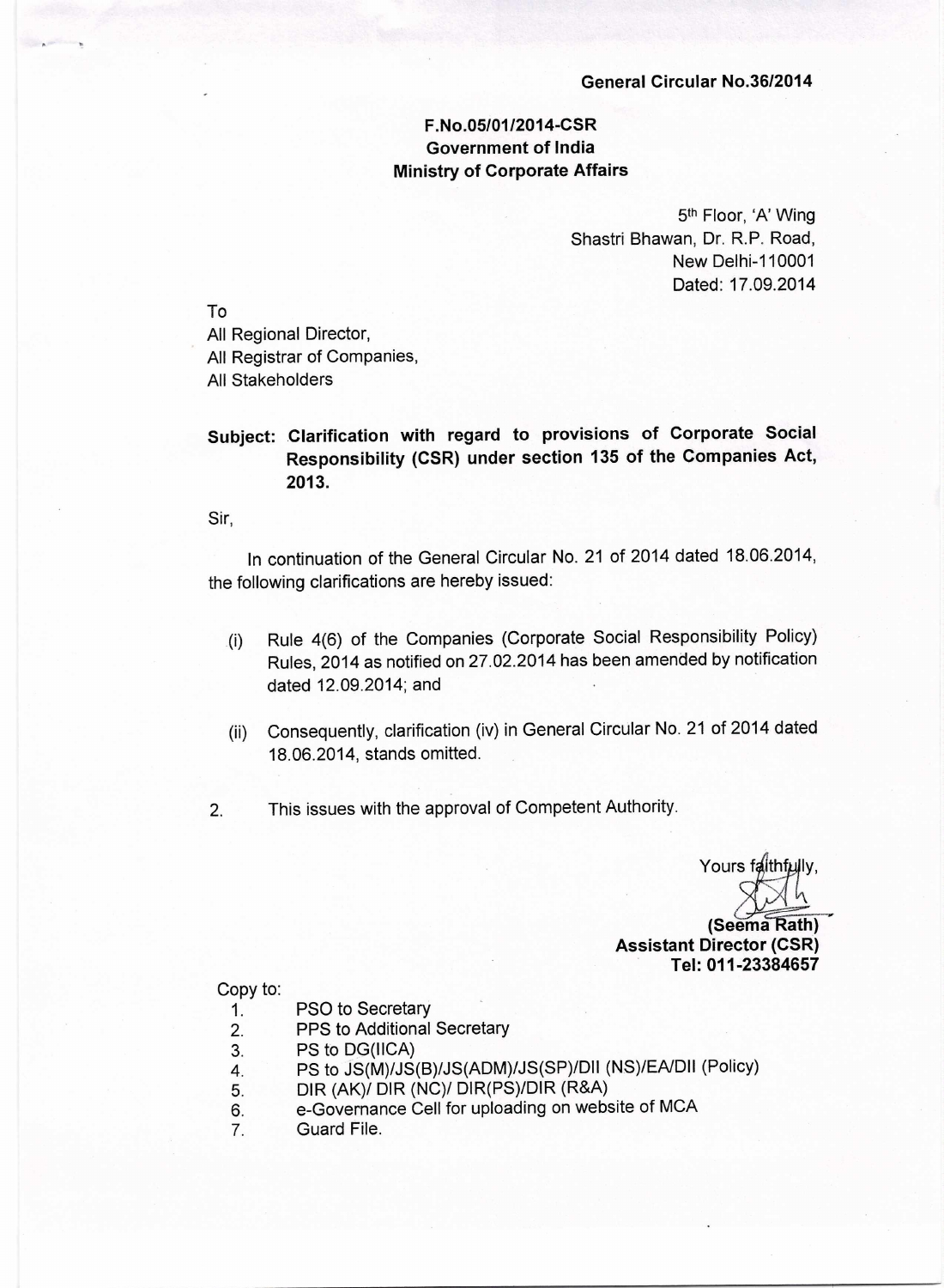**General Circular No.36/2014**

**F.No.05/01/2014-CSR**
**Government of India**
**Ministry of Corporate Affairs**

5th Floor, 'A' Wing
Shastri Bhawan, Dr. R.P. Road,
New Delhi-110001
Dated: 17.09.2014

To
All Regional Director,
All Registrar of Companies,
All Stakeholders

**Subject: Clarification with regard to provisions of Corporate Social Responsibility (CSR) under section 135 of the Companies Act, 2013.**

Sir,

In continuation of the General Circular No. 21 of 2014 dated 18.06.2014, the following clarifications are hereby issued:

(i) Rule 4(6) of the Companies (Corporate Social Responsibility Policy) Rules, 2014 as notified on 27.02.2014 has been amended by notification dated 12.09.2014; and

(ii) Consequently, clarification (iv) in General Circular No. 21 of 2014 dated 18.06.2014, stands omitted.

2. This issues with the approval of Competent Authority.

Yours faithfully,

**(Seema Rath)**
**Assistant Director (CSR)**
**Tel: 011-23384657**

Copy to:

1. PSO to Secretary
2. PPS to Additional Secretary
3. PS to DG(IICA)
4. PS to JS(M)/JS(B)/JS(ADM)/JS(SP)/DII (NS)/EA/DII (Policy)
5. DIR (AK)/ DIR (NC)/ DIR(PS)/DIR (R&A)
6. e-Governance Cell for uploading on website of MCA
7. Guard File.